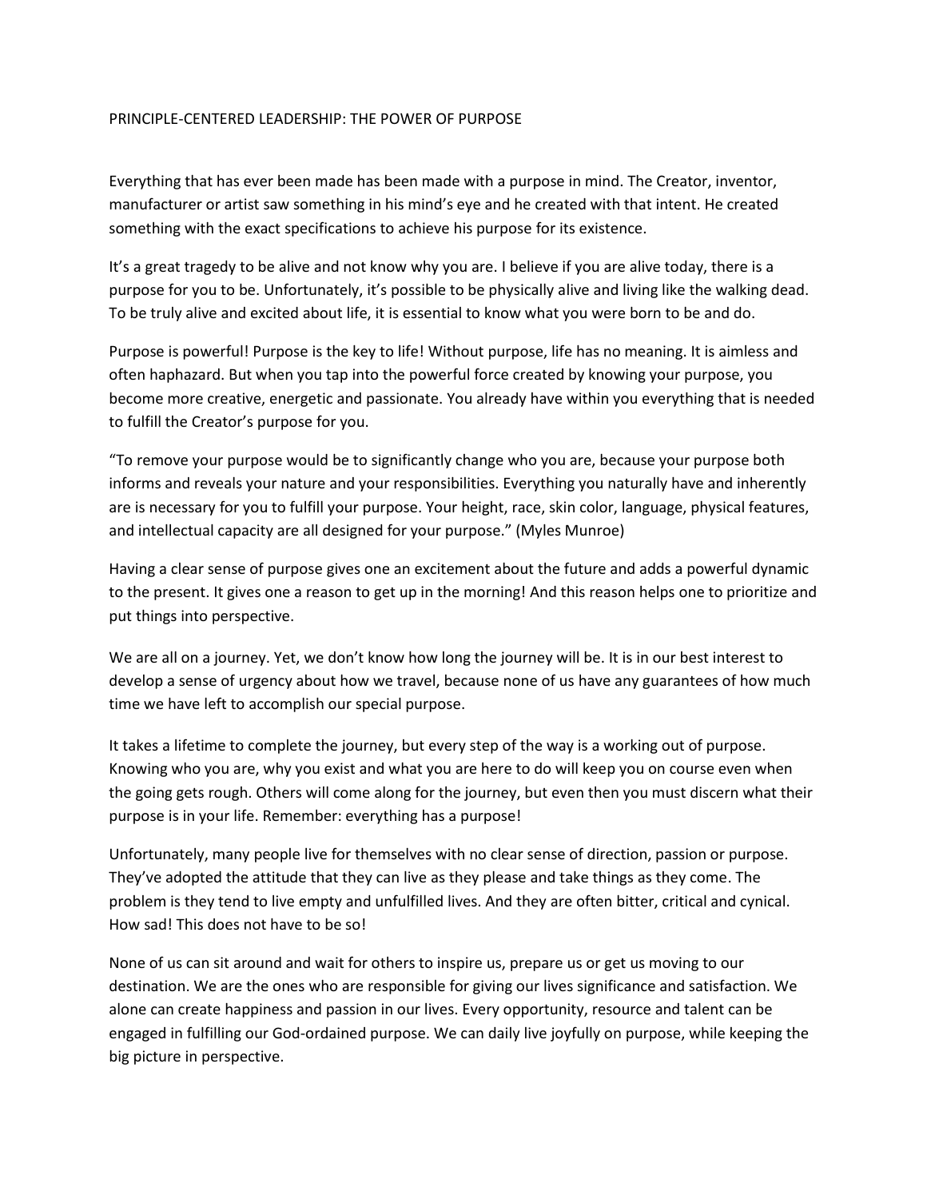# PRINCIPLE-CENTERED LEADERSHIP: THE POWER OF PURPOSE

Everything that has ever been made has been made with a purpose in mind. The Creator, inventor, manufacturer or artist saw something in his mind's eye and he created with that intent. He created something with the exact specifications to achieve his purpose for its existence.

It's a great tragedy to be alive and not know why you are. I believe if you are alive today, there is a purpose for you to be. Unfortunately, it's possible to be physically alive and living like the walking dead. To be truly alive and excited about life, it is essential to know what you were born to be and do.

Purpose is powerful! Purpose is the key to life! Without purpose, life has no meaning. It is aimless and often haphazard. But when you tap into the powerful force created by knowing your purpose, you become more creative, energetic and passionate. You already have within you everything that is needed to fulfill the Creator's purpose for you.

"To remove your purpose would be to significantly change who you are, because your purpose both informs and reveals your nature and your responsibilities. Everything you naturally have and inherently are is necessary for you to fulfill your purpose. Your height, race, skin color, language, physical features, and intellectual capacity are all designed for your purpose." (Myles Munroe)

Having a clear sense of purpose gives one an excitement about the future and adds a powerful dynamic to the present. It gives one a reason to get up in the morning! And this reason helps one to prioritize and put things into perspective.

We are all on a journey. Yet, we don't know how long the journey will be. It is in our best interest to develop a sense of urgency about how we travel, because none of us have any guarantees of how much time we have left to accomplish our special purpose.

It takes a lifetime to complete the journey, but every step of the way is a working out of purpose. Knowing who you are, why you exist and what you are here to do will keep you on course even when the going gets rough. Others will come along for the journey, but even then you must discern what their purpose is in your life. Remember: everything has a purpose!

Unfortunately, many people live for themselves with no clear sense of direction, passion or purpose. They've adopted the attitude that they can live as they please and take things as they come. The problem is they tend to live empty and unfulfilled lives. And they are often bitter, critical and cynical. How sad! This does not have to be so!

None of us can sit around and wait for others to inspire us, prepare us or get us moving to our destination. We are the ones who are responsible for giving our lives significance and satisfaction. We alone can create happiness and passion in our lives. Every opportunity, resource and talent can be engaged in fulfilling our God-ordained purpose. We can daily live joyfully on purpose, while keeping the big picture in perspective.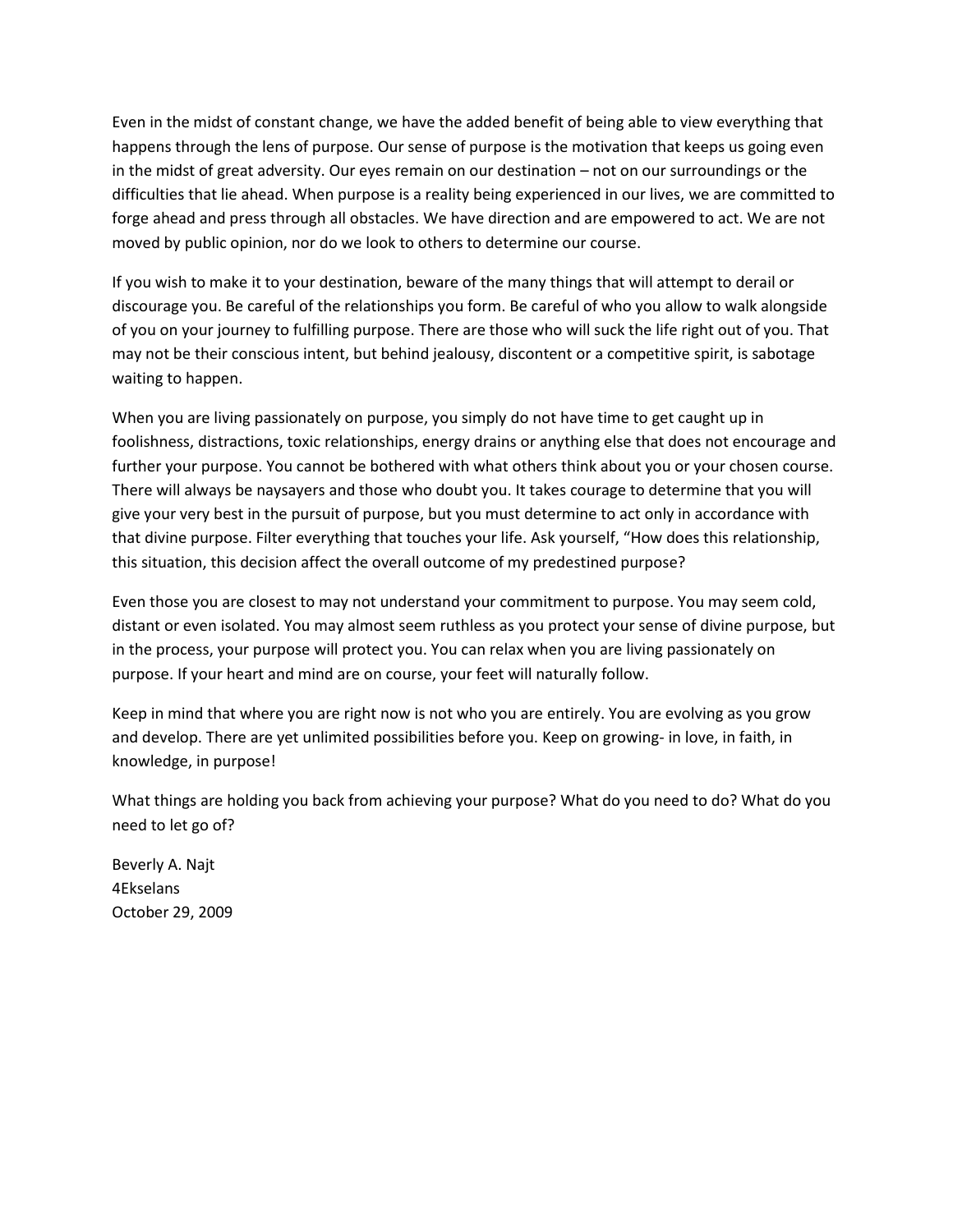Even in the midst of constant change, we have the added benefit of being able to view everything that happens through the lens of purpose. Our sense of purpose is the motivation that keeps us going even in the midst of great adversity. Our eyes remain on our destination – not on our surroundings or the difficulties that lie ahead. When purpose is a reality being experienced in our lives, we are committed to forge ahead and press through all obstacles. We have direction and are empowered to act. We are not moved by public opinion, nor do we look to others to determine our course.

If you wish to make it to your destination, beware of the many things that will attempt to derail or discourage you. Be careful of the relationships you form. Be careful of who you allow to walk alongside of you on your journey to fulfilling purpose. There are those who will suck the life right out of you. That may not be their conscious intent, but behind jealousy, discontent or a competitive spirit, is sabotage waiting to happen.

When you are living passionately on purpose, you simply do not have time to get caught up in foolishness, distractions, toxic relationships, energy drains or anything else that does not encourage and further your purpose. You cannot be bothered with what others think about you or your chosen course. There will always be naysayers and those who doubt you. It takes courage to determine that you will give your very best in the pursuit of purpose, but you must determine to act only in accordance with that divine purpose. Filter everything that touches your life. Ask yourself, "How does this relationship, this situation, this decision affect the overall outcome of my predestined purpose?

Even those you are closest to may not understand your commitment to purpose. You may seem cold, distant or even isolated. You may almost seem ruthless as you protect your sense of divine purpose, but in the process, your purpose will protect you. You can relax when you are living passionately on purpose. If your heart and mind are on course, your feet will naturally follow.

Keep in mind that where you are right now is not who you are entirely. You are evolving as you grow and develop. There are yet unlimited possibilities before you. Keep on growing- in love, in faith, in knowledge, in purpose!

What things are holding you back from achieving your purpose? What do you need to do? What do you need to let go of?

Beverly A. Najt
4Ekselans
October 29, 2009